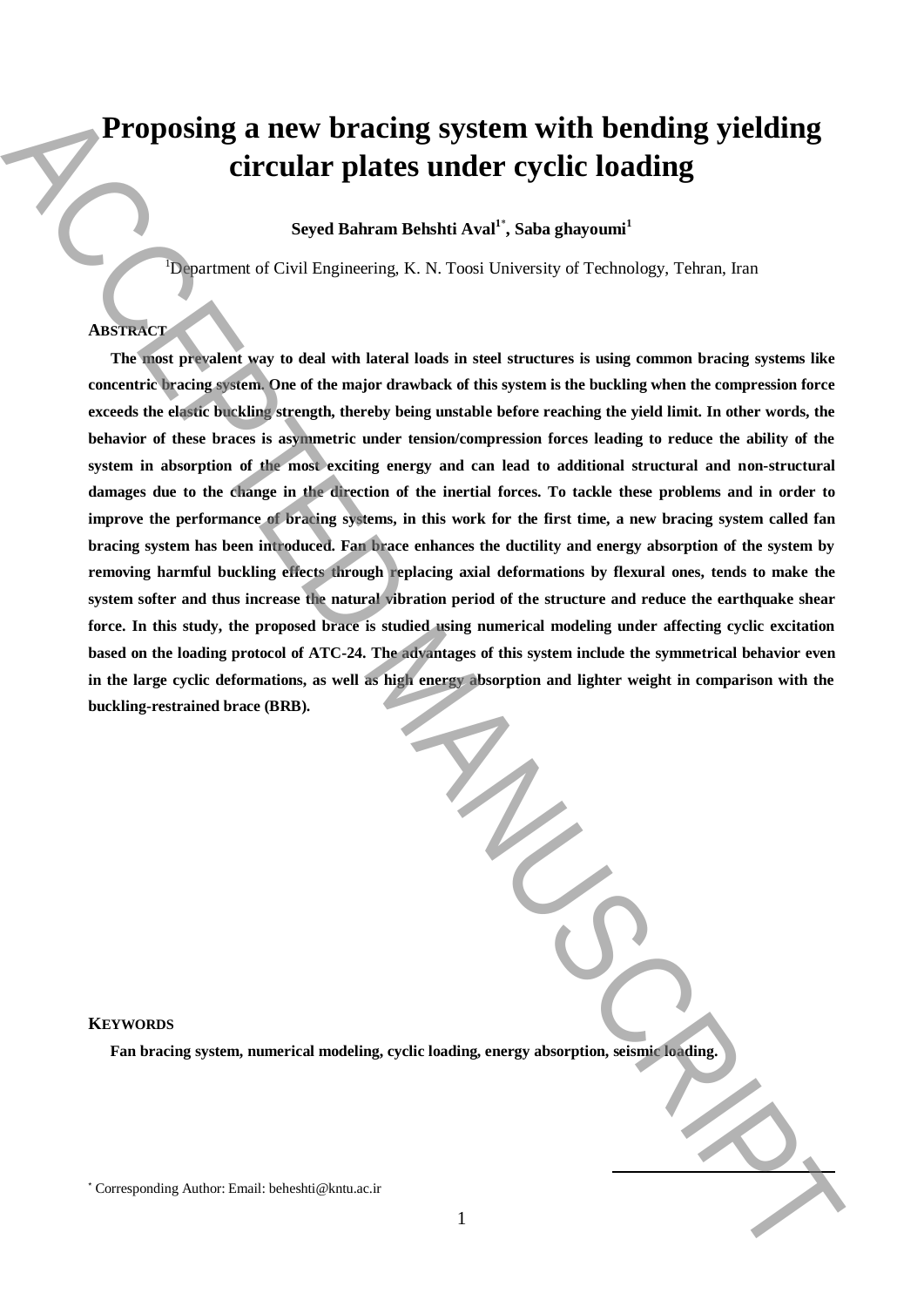# Proposing a new bracing system with bending yielding circular plates under cyclic loading

**Seyed Bahram Behshti Aval[1*], Saba ghayoumi[1]**

[1]Department of Civil Engineering, K. N. Toosi University of Technology, Tehran, Iran

## ABSTRACT

**The most prevalent way to deal with lateral loads in steel structures is using common bracing systems like concentric bracing system. One of the major drawback of this system is the buckling when the compression force exceeds the elastic buckling strength, thereby being unstable before reaching the yield limit. In other words, the behavior of these braces is asymmetric under tension/compression forces leading to reduce the ability of the system in absorption of the most exciting energy and can lead to additional structural and non-structural damages due to the change in the direction of the inertial forces. To tackle these problems and in order to improve the performance of bracing systems, in this work for the first time, a new bracing system called fan bracing system has been introduced. Fan brace enhances the ductility and energy absorption of the system by removing harmful buckling effects through replacing axial deformations by flexural ones, tends to make the system softer and thus increase the natural vibration period of the structure and reduce the earthquake shear force. In this study, the proposed brace is studied using numerical modeling under affecting cyclic excitation based on the loading protocol of ATC-24. The advantages of this system include the symmetrical behavior even in the large cyclic deformations, as well as high energy absorption and lighter weight in comparison with the buckling-restrained brace (BRB).**

## KEYWORDS

**Fan bracing system, numerical modeling, cyclic loading, energy absorption, seismic loading.**

[*] Corresponding Author: Email: beheshti@kntu.ac.ir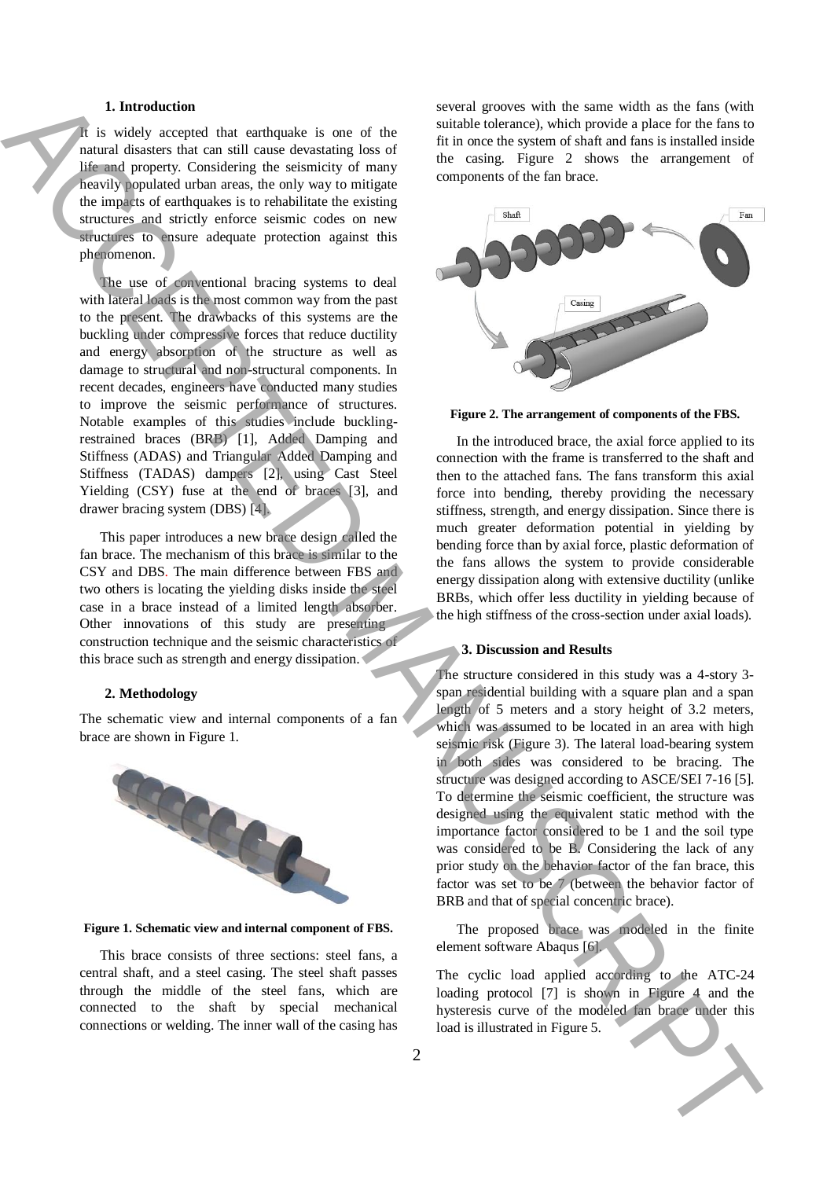## 1. Introduction

It is widely accepted that earthquake is one of the natural disasters that can still cause devastating loss of life and property. Considering the seismicity of many heavily populated urban areas, the only way to mitigate the impacts of earthquakes is to rehabilitate the existing structures and strictly enforce seismic codes on new structures to ensure adequate protection against this phenomenon.

The use of conventional bracing systems to deal with lateral loads is the most common way from the past to the present. The drawbacks of this systems are the buckling under compressive forces that reduce ductility and energy absorption of the structure as well as damage to structural and non-structural components. In recent decades, engineers have conducted many studies to improve the seismic performance of structures. Notable examples of this studies include buckling-restrained braces (BRB) [1], Added Damping and Stiffness (ADAS) and Triangular Added Damping and Stiffness (TADAS) dampers [2], using Cast Steel Yielding (CSY) fuse at the end of braces [3], and drawer bracing system (DBS) [4].

This paper introduces a new brace design called the fan brace. The mechanism of this brace is similar to the CSY and DBS. The main difference between FBS and two others is locating the yielding disks inside the steel case in a brace instead of a limited length absorber. Other innovations of this study are presenting construction technique and the seismic characteristics of this brace such as strength and energy dissipation.

## 2. Methodology

The schematic view and internal components of a fan brace are shown in Figure 1.

**Figure 1. Schematic view and internal component of FBS.**

This brace consists of three sections: steel fans, a central shaft, and a steel casing. The steel shaft passes through the middle of the steel fans, which are connected to the shaft by special mechanical connections or welding. The inner wall of the casing has several grooves with the same width as the fans (with suitable tolerance), which provide a place for the fans to fit in once the system of shaft and fans is installed inside the casing. Figure 2 shows the arrangement of components of the fan brace.

**Figure 2. The arrangement of components of the FBS.**

In the introduced brace, the axial force applied to its connection with the frame is transferred to the shaft and then to the attached fans. The fans transform this axial force into bending, thereby providing the necessary stiffness, strength, and energy dissipation. Since there is much greater deformation potential in yielding by bending force than by axial force, plastic deformation of the fans allows the system to provide considerable energy dissipation along with extensive ductility (unlike BRBs, which offer less ductility in yielding because of the high stiffness of the cross-section under axial loads).

## 3. Discussion and Results

The structure considered in this study was a 4-story 3-span residential building with a square plan and a span length of 5 meters and a story height of 3.2 meters, which was assumed to be located in an area with high seismic risk (Figure 3). The lateral load-bearing system in both sides was considered to be bracing. The structure was designed according to ASCE/SEI 7-16 [5]. To determine the seismic coefficient, the structure was designed using the equivalent static method with the importance factor considered to be 1 and the soil type was considered to be B. Considering the lack of any prior study on the behavior factor of the fan brace, this factor was set to be 7 (between the behavior factor of BRB and that of special concentric brace).

The proposed brace was modeled in the finite element software Abaqus [6].

The cyclic load applied according to the ATC-24 loading protocol [7] is shown in Figure 4 and the hysteresis curve of the modeled fan brace under this load is illustrated in Figure 5.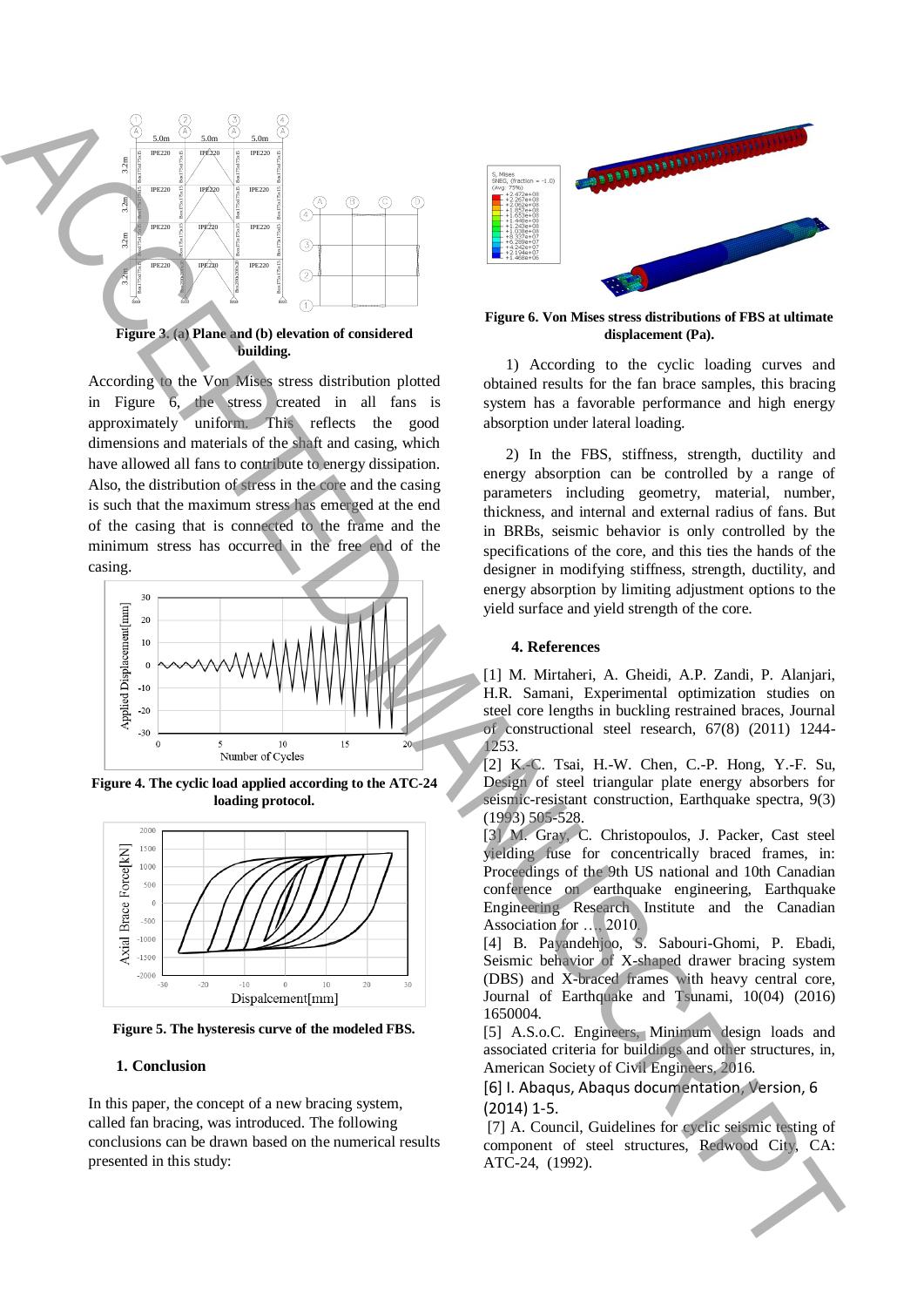Figure 3. (a) Plane and (b) elevation of considered building.

According to the Von Mises stress distribution plotted in Figure 6, the stress created in all fans is approximately uniform. This reflects the good dimensions and materials of the shaft and casing, which have allowed all fans to contribute to energy dissipation. Also, the distribution of stress in the core and the casing is such that the maximum stress has emerged at the end of the casing that is connected to the frame and the minimum stress has occurred in the free end of the casing.

Applied Displacement[mm]

Number of Cycles

Figure 4. The cyclic load applied according to the ATC-24 loading protocol.

Axial Brace Force[kN]

Dispalcement[mm]

Figure 5. The hysteresis curve of the modeled FBS.

## 1. Conclusion

In this paper, the concept of a new bracing system, called fan bracing, was introduced. The following conclusions can be drawn based on the numerical results presented in this study:

Figure 6. Von Mises stress distributions of FBS at ultimate displacement (Pa).

1) According to the cyclic loading curves and obtained results for the fan brace samples, this bracing system has a favorable performance and high energy absorption under lateral loading.

2) In the FBS, stiffness, strength, ductility and energy absorption can be controlled by a range of parameters including geometry, material, number, thickness, and internal and external radius of fans. But in BRBs, seismic behavior is only controlled by the specifications of the core, and this ties the hands of the designer in modifying stiffness, strength, ductility, and energy absorption by limiting adjustment options to the yield surface and yield strength of the core.

## 4. References

[1] M. Mirtaheri, A. Gheidi, A.P. Zandi, P. Alanjari, H.R. Samani, Experimental optimization studies on steel core lengths in buckling restrained braces, Journal of constructional steel research, 67(8) (2011) 1244-1253.

[2] K.-C. Tsai, H.-W. Chen, C.-P. Hong, Y.-F. Su, Design of steel triangular plate energy absorbers for seismic-resistant construction, Earthquake spectra, 9(3) (1993) 505-528.

[3] M. Gray, C. Christopoulos, J. Packer, Cast steel yielding fuse for concentrically braced frames, in: Proceedings of the 9th US national and 10th Canadian conference on earthquake engineering, Earthquake Engineering Research Institute and the Canadian Association for …, 2010.

[4] B. Payandehjoo, S. Sabouri-Ghomi, P. Ebadi, Seismic behavior of X-shaped drawer bracing system (DBS) and X-braced frames with heavy central core, Journal of Earthquake and Tsunami, 10(04) (2016) 1650004.

[5] A.S.o.C. Engineers, Minimum design loads and associated criteria for buildings and other structures, in, American Society of Civil Engineers, 2016.

[6] I. Abaqus, Abaqus documentation, Version, 6 (2014) 1-5.

[7] A. Council, Guidelines for cyclic seismic testing of component of steel structures, Redwood City, CA: ATC-24, (1992).